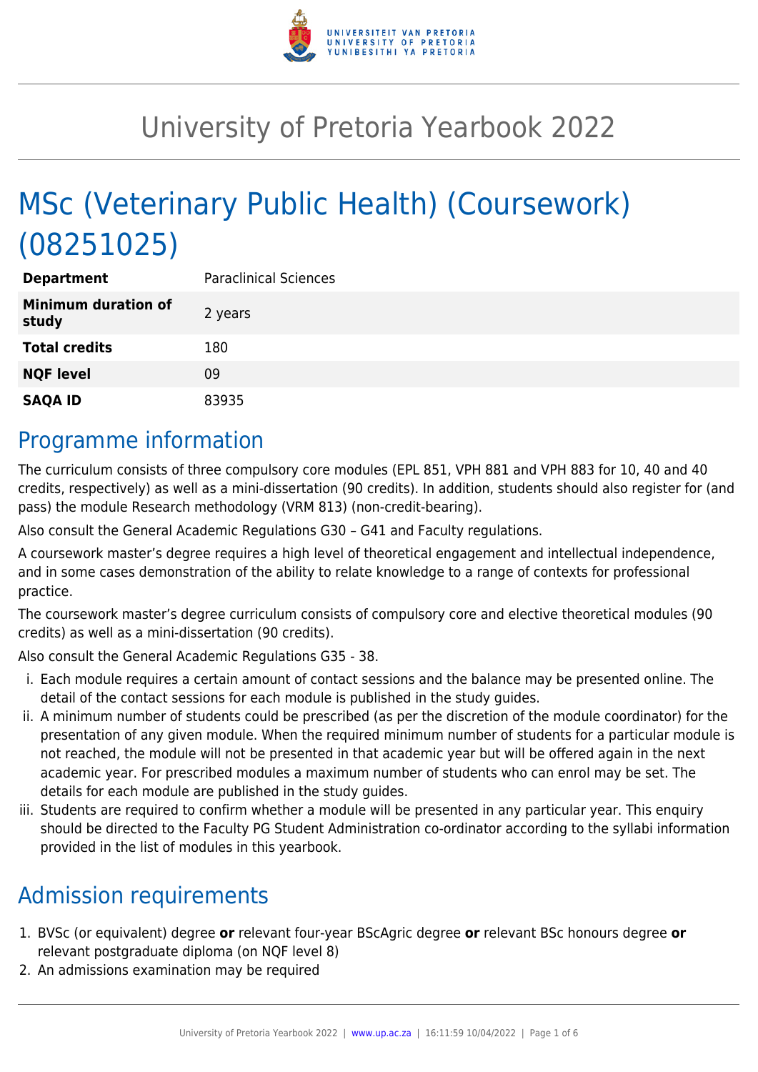# University of Pretoria Yearbook 2022

# MSc (Veterinary Public Health) (Coursework) (08251025)

| | |
|---|---|
| **Department** | Paraclinical Sciences |
| **Minimum duration of study** | 2 years |
| **Total credits** | 180 |
| **NQF level** | 09 |
| **SAQA ID** | 83935 |

## Programme information

The curriculum consists of three compulsory core modules (EPL 851, VPH 881 and VPH 883 for 10, 40 and 40 credits, respectively) as well as a mini-dissertation (90 credits). In addition, students should also register for (and pass) the module Research methodology (VRM 813) (non-credit-bearing).

Also consult the General Academic Regulations G30 – G41 and Faculty regulations.

A coursework master's degree requires a high level of theoretical engagement and intellectual independence, and in some cases demonstration of the ability to relate knowledge to a range of contexts for professional practice.

The coursework master's degree curriculum consists of compulsory core and elective theoretical modules (90 credits) as well as a mini-dissertation (90 credits).

Also consult the General Academic Regulations G35 - 38.

i. Each module requires a certain amount of contact sessions and the balance may be presented online. The detail of the contact sessions for each module is published in the study guides.
ii. A minimum number of students could be prescribed (as per the discretion of the module coordinator) for the presentation of any given module. When the required minimum number of students for a particular module is not reached, the module will not be presented in that academic year but will be offered again in the next academic year. For prescribed modules a maximum number of students who can enrol may be set. The details for each module are published in the study guides.
iii. Students are required to confirm whether a module will be presented in any particular year. This enquiry should be directed to the Faculty PG Student Administration co-ordinator according to the syllabi information provided in the list of modules in this yearbook.

## Admission requirements

1. BVSc (or equivalent) degree **or** relevant four-year BScAgric degree **or** relevant BSc honours degree **or** relevant postgraduate diploma (on NQF level 8)
2. An admissions examination may be required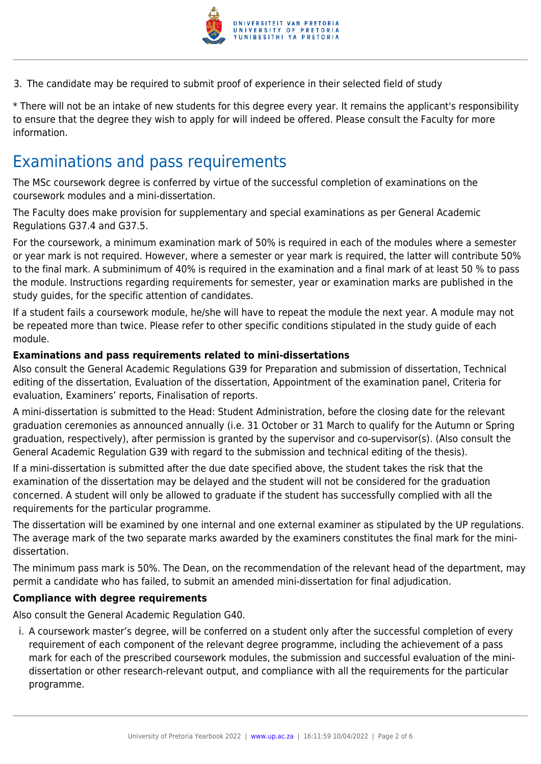3. The candidate may be required to submit proof of experience in their selected field of study

* There will not be an intake of new students for this degree every year. It remains the applicant's responsibility to ensure that the degree they wish to apply for will indeed be offered. Please consult the Faculty for more information.

## Examinations and pass requirements

The MSc coursework degree is conferred by virtue of the successful completion of examinations on the coursework modules and a mini-dissertation.

The Faculty does make provision for supplementary and special examinations as per General Academic Regulations G37.4 and G37.5.

For the coursework, a minimum examination mark of 50% is required in each of the modules where a semester or year mark is not required. However, where a semester or year mark is required, the latter will contribute 50% to the final mark. A subminimum of 40% is required in the examination and a final mark of at least 50 % to pass the module. Instructions regarding requirements for semester, year or examination marks are published in the study guides, for the specific attention of candidates.

If a student fails a coursework module, he/she will have to repeat the module the next year. A module may not be repeated more than twice. Please refer to other specific conditions stipulated in the study guide of each module.

**Examinations and pass requirements related to mini-dissertations**

Also consult the General Academic Regulations G39 for Preparation and submission of dissertation, Technical editing of the dissertation, Evaluation of the dissertation, Appointment of the examination panel, Criteria for evaluation, Examiners' reports, Finalisation of reports.

A mini-dissertation is submitted to the Head: Student Administration, before the closing date for the relevant graduation ceremonies as announced annually (i.e. 31 October or 31 March to qualify for the Autumn or Spring graduation, respectively), after permission is granted by the supervisor and co-supervisor(s). (Also consult the General Academic Regulation G39 with regard to the submission and technical editing of the thesis).

If a mini-dissertation is submitted after the due date specified above, the student takes the risk that the examination of the dissertation may be delayed and the student will not be considered for the graduation concerned. A student will only be allowed to graduate if the student has successfully complied with all the requirements for the particular programme.

The dissertation will be examined by one internal and one external examiner as stipulated by the UP regulations. The average mark of the two separate marks awarded by the examiners constitutes the final mark for the mini-dissertation.

The minimum pass mark is 50%. The Dean, on the recommendation of the relevant head of the department, may permit a candidate who has failed, to submit an amended mini-dissertation for final adjudication.

**Compliance with degree requirements**

Also consult the General Academic Regulation G40.

i. A coursework master's degree, will be conferred on a student only after the successful completion of every requirement of each component of the relevant degree programme, including the achievement of a pass mark for each of the prescribed coursework modules, the submission and successful evaluation of the mini-dissertation or other research-relevant output, and compliance with all the requirements for the particular programme.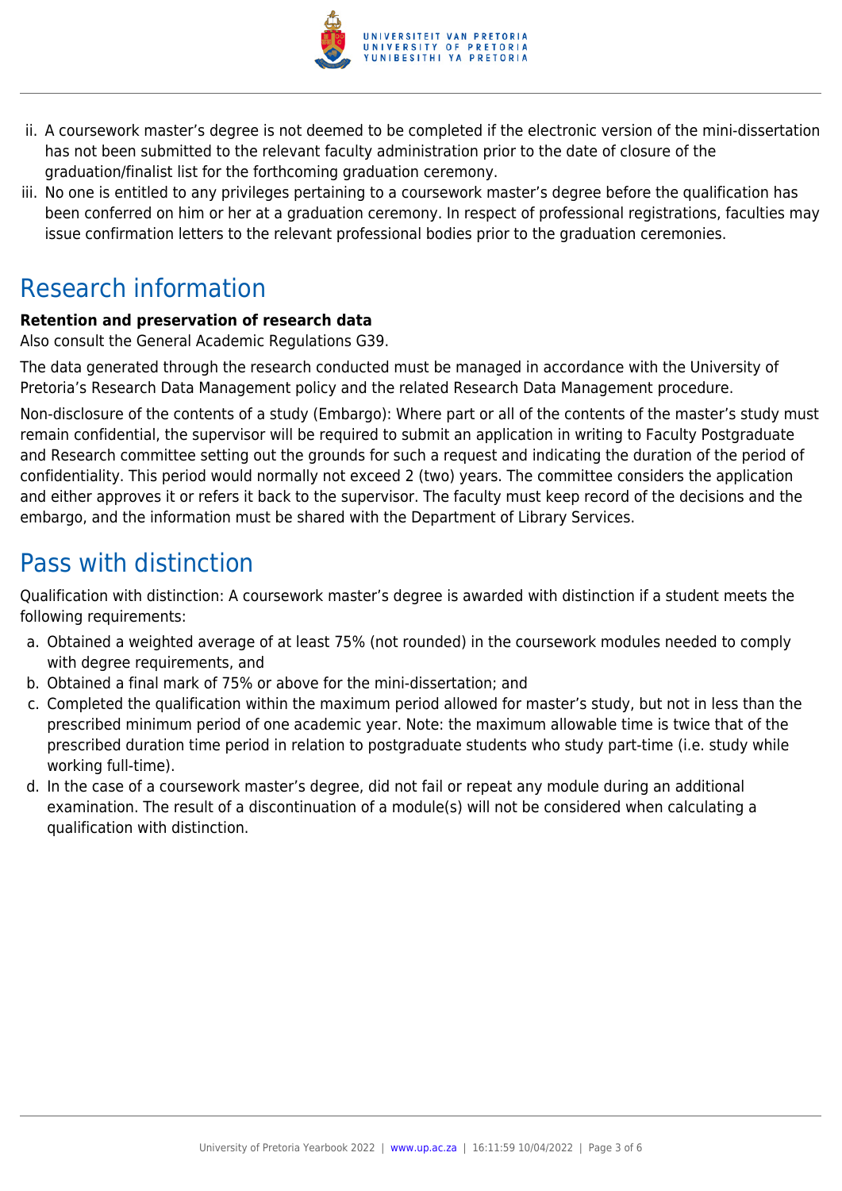ii. A coursework master's degree is not deemed to be completed if the electronic version of the mini-dissertation has not been submitted to the relevant faculty administration prior to the date of closure of the graduation/finalist list for the forthcoming graduation ceremony.
iii. No one is entitled to any privileges pertaining to a coursework master's degree before the qualification has been conferred on him or her at a graduation ceremony. In respect of professional registrations, faculties may issue confirmation letters to the relevant professional bodies prior to the graduation ceremonies.

# Research information

**Retention and preservation of research data**

Also consult the General Academic Regulations G39.

The data generated through the research conducted must be managed in accordance with the University of Pretoria's Research Data Management policy and the related Research Data Management procedure.

Non-disclosure of the contents of a study (Embargo): Where part or all of the contents of the master's study must remain confidential, the supervisor will be required to submit an application in writing to Faculty Postgraduate and Research committee setting out the grounds for such a request and indicating the duration of the period of confidentiality. This period would normally not exceed 2 (two) years. The committee considers the application and either approves it or refers it back to the supervisor. The faculty must keep record of the decisions and the embargo, and the information must be shared with the Department of Library Services.

# Pass with distinction

Qualification with distinction: A coursework master's degree is awarded with distinction if a student meets the following requirements:

a. Obtained a weighted average of at least 75% (not rounded) in the coursework modules needed to comply with degree requirements, and
b. Obtained a final mark of 75% or above for the mini-dissertation; and
c. Completed the qualification within the maximum period allowed for master's study, but not in less than the prescribed minimum period of one academic year. Note: the maximum allowable time is twice that of the prescribed duration time period in relation to postgraduate students who study part-time (i.e. study while working full-time).
d. In the case of a coursework master's degree, did not fail or repeat any module during an additional examination. The result of a discontinuation of a module(s) will not be considered when calculating a qualification with distinction.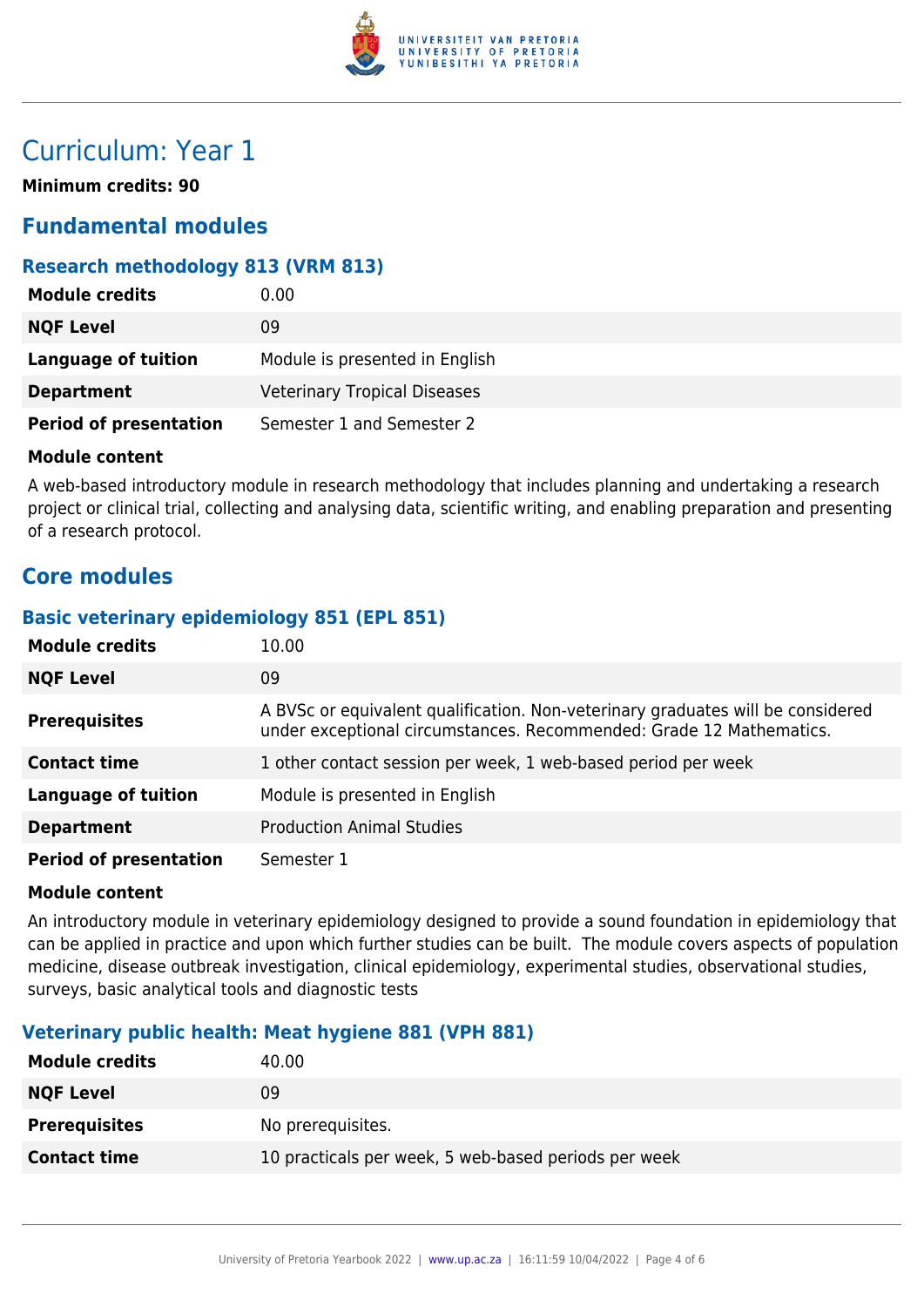# Curriculum: Year 1

**Minimum credits: 90**

## Fundamental modules

### Research methodology 813 (VRM 813)

| | |
|---|---|
| **Module credits** | 0.00 |
| **NQF Level** | 09 |
| **Language of tuition** | Module is presented in English |
| **Department** | Veterinary Tropical Diseases |
| **Period of presentation** | Semester 1 and Semester 2 |

**Module content**

A web-based introductory module in research methodology that includes planning and undertaking a research project or clinical trial, collecting and analysing data, scientific writing, and enabling preparation and presenting of a research protocol.

## Core modules

### Basic veterinary epidemiology 851 (EPL 851)

| | |
|---|---|
| **Module credits** | 10.00 |
| **NQF Level** | 09 |
| **Prerequisites** | A BVSc or equivalent qualification. Non-veterinary graduates will be considered under exceptional circumstances. Recommended: Grade 12 Mathematics. |
| **Contact time** | 1 other contact session per week, 1 web-based period per week |
| **Language of tuition** | Module is presented in English |
| **Department** | Production Animal Studies |
| **Period of presentation** | Semester 1 |

**Module content**

An introductory module in veterinary epidemiology designed to provide a sound foundation in epidemiology that can be applied in practice and upon which further studies can be built. The module covers aspects of population medicine, disease outbreak investigation, clinical epidemiology, experimental studies, observational studies, surveys, basic analytical tools and diagnostic tests

### Veterinary public health: Meat hygiene 881 (VPH 881)

| | |
|---|---|
| **Module credits** | 40.00 |
| **NQF Level** | 09 |
| **Prerequisites** | No prerequisites. |
| **Contact time** | 10 practicals per week, 5 web-based periods per week |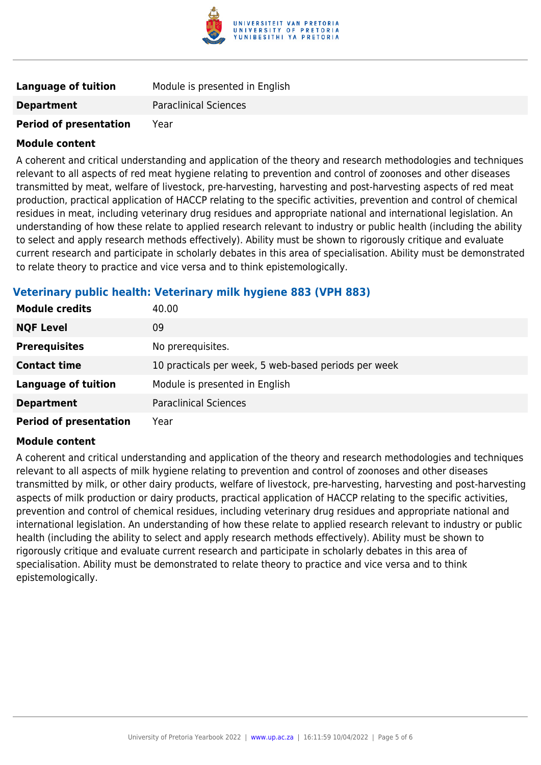| | |
|---|---|
| **Language of tuition** | Module is presented in English |
| **Department** | Paraclinical Sciences |
| **Period of presentation** | Year |

**Module content**

A coherent and critical understanding and application of the theory and research methodologies and techniques relevant to all aspects of red meat hygiene relating to prevention and control of zoonoses and other diseases transmitted by meat, welfare of livestock, pre-harvesting, harvesting and post-harvesting aspects of red meat production, practical application of HACCP relating to the specific activities, prevention and control of chemical residues in meat, including veterinary drug residues and appropriate national and international legislation. An understanding of how these relate to applied research relevant to industry or public health (including the ability to select and apply research methods effectively). Ability must be shown to rigorously critique and evaluate current research and participate in scholarly debates in this area of specialisation. Ability must be demonstrated to relate theory to practice and vice versa and to think epistemologically.

### Veterinary public health: Veterinary milk hygiene 883 (VPH 883)

| | |
|---|---|
| **Module credits** | 40.00 |
| **NQF Level** | 09 |
| **Prerequisites** | No prerequisites. |
| **Contact time** | 10 practicals per week, 5 web-based periods per week |
| **Language of tuition** | Module is presented in English |
| **Department** | Paraclinical Sciences |
| **Period of presentation** | Year |

**Module content**

A coherent and critical understanding and application of the theory and research methodologies and techniques relevant to all aspects of milk hygiene relating to prevention and control of zoonoses and other diseases transmitted by milk, or other dairy products, welfare of livestock, pre-harvesting, harvesting and post-harvesting aspects of milk production or dairy products, practical application of HACCP relating to the specific activities, prevention and control of chemical residues, including veterinary drug residues and appropriate national and international legislation. An understanding of how these relate to applied research relevant to industry or public health (including the ability to select and apply research methods effectively). Ability must be shown to rigorously critique and evaluate current research and participate in scholarly debates in this area of specialisation. Ability must be demonstrated to relate theory to practice and vice versa and to think epistemologically.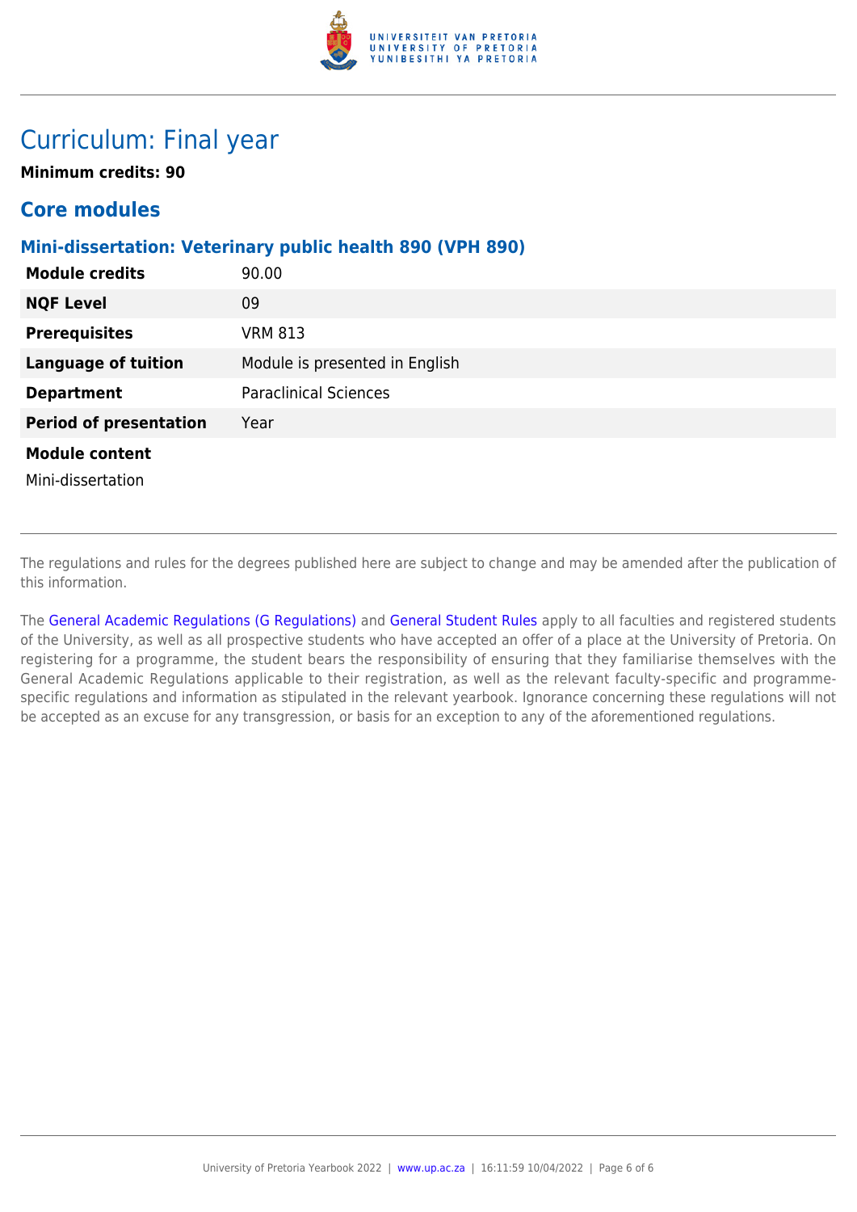# Curriculum: Final year

**Minimum credits: 90**

## Core modules

### Mini-dissertation: Veterinary public health 890 (VPH 890)

| | |
|---|---|
| **Module credits** | 90.00 |
| **NQF Level** | 09 |
| **Prerequisites** | VRM 813 |
| **Language of tuition** | Module is presented in English |
| **Department** | Paraclinical Sciences |
| **Period of presentation** | Year |

**Module content**

Mini-dissertation

---

The regulations and rules for the degrees published here are subject to change and may be amended after the publication of this information.

The General Academic Regulations (G Regulations) and General Student Rules apply to all faculties and registered students of the University, as well as all prospective students who have accepted an offer of a place at the University of Pretoria. On registering for a programme, the student bears the responsibility of ensuring that they familiarise themselves with the General Academic Regulations applicable to their registration, as well as the relevant faculty-specific and programme-specific regulations and information as stipulated in the relevant yearbook. Ignorance concerning these regulations will not be accepted as an excuse for any transgression, or basis for an exception to any of the aforementioned regulations.